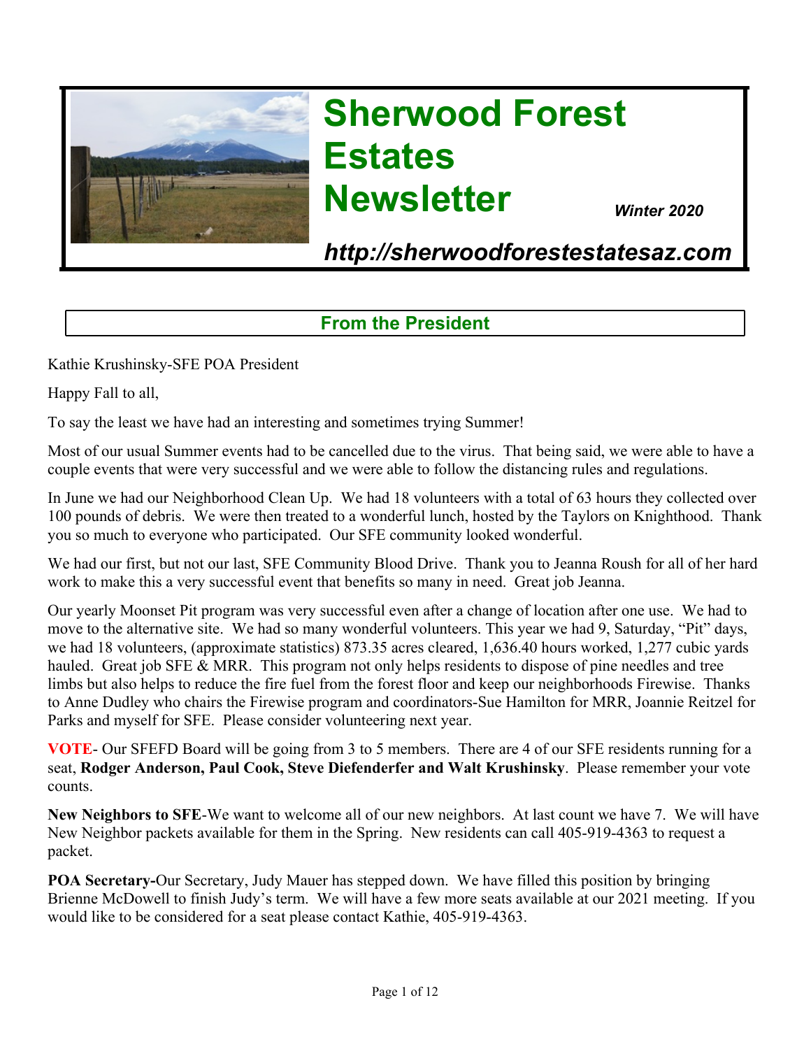# Sherwood Forest Estates Newsletter

*Winter 2020*

***http://sherwoodforestestatesaz.com***

## From the President

Kathie Krushinsky-SFE POA President

Happy Fall to all,

To say the least we have had an interesting and sometimes trying Summer!

Most of our usual Summer events had to be cancelled due to the virus. That being said, we were able to have a couple events that were very successful and we were able to follow the distancing rules and regulations.

In June we had our Neighborhood Clean Up. We had 18 volunteers with a total of 63 hours they collected over 100 pounds of debris. We were then treated to a wonderful lunch, hosted by the Taylors on Knighthood. Thank you so much to everyone who participated. Our SFE community looked wonderful.

We had our first, but not our last, SFE Community Blood Drive. Thank you to Jeanna Roush for all of her hard work to make this a very successful event that benefits so many in need. Great job Jeanna.

Our yearly Moonset Pit program was very successful even after a change of location after one use. We had to move to the alternative site. We had so many wonderful volunteers. This year we had 9, Saturday, "Pit" days, we had 18 volunteers, (approximate statistics) 873.35 acres cleared, 1,636.40 hours worked, 1,277 cubic yards hauled. Great job SFE & MRR. This program not only helps residents to dispose of pine needles and tree limbs but also helps to reduce the fire fuel from the forest floor and keep our neighborhoods Firewise. Thanks to Anne Dudley who chairs the Firewise program and coordinators-Sue Hamilton for MRR, Joannie Reitzel for Parks and myself for SFE. Please consider volunteering next year.

**VOTE**- Our SFEFD Board will be going from 3 to 5 members. There are 4 of our SFE residents running for a seat, **Rodger Anderson, Paul Cook, Steve Diefenderfer and Walt Krushinsky**. Please remember your vote counts.

**New Neighbors to SFE**-We want to welcome all of our new neighbors. At last count we have 7. We will have New Neighbor packets available for them in the Spring. New residents can call 405-919-4363 to request a packet.

**POA Secretary-**Our Secretary, Judy Mauer has stepped down. We have filled this position by bringing Brienne McDowell to finish Judy's term. We will have a few more seats available at our 2021 meeting. If you would like to be considered for a seat please contact Kathie, 405-919-4363.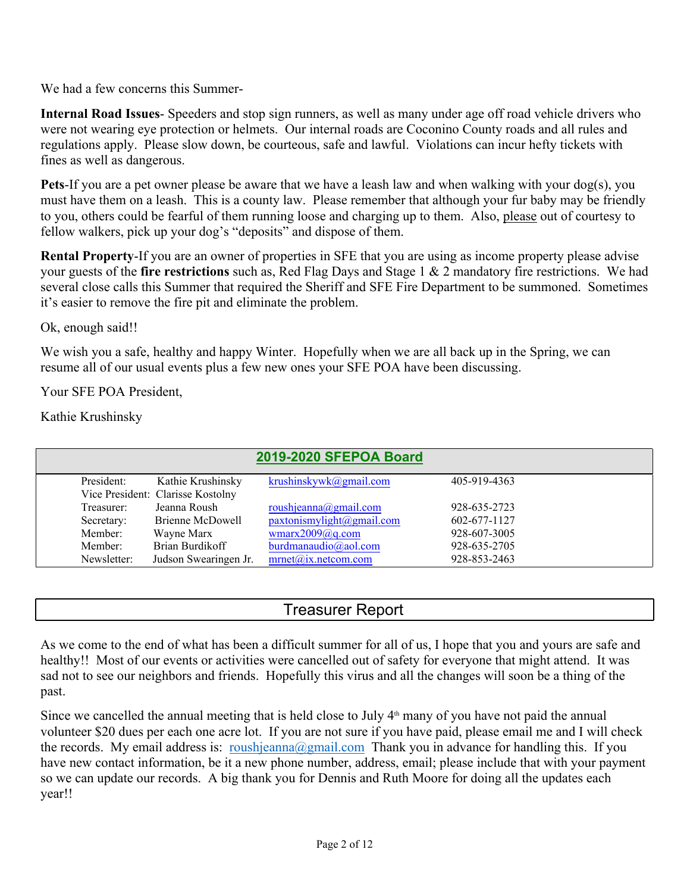We had a few concerns this Summer-

**Internal Road Issues**- Speeders and stop sign runners, as well as many under age off road vehicle drivers who were not wearing eye protection or helmets. Our internal roads are Coconino County roads and all rules and regulations apply. Please slow down, be courteous, safe and lawful. Violations can incur hefty tickets with fines as well as dangerous.

**Pets**-If you are a pet owner please be aware that we have a leash law and when walking with your dog(s), you must have them on a leash. This is a county law. Please remember that although your fur baby may be friendly to you, others could be fearful of them running loose and charging up to them. Also, please out of courtesy to fellow walkers, pick up your dog's "deposits" and dispose of them.

**Rental Property**-If you are an owner of properties in SFE that you are using as income property please advise your guests of the **fire restrictions** such as, Red Flag Days and Stage 1 & 2 mandatory fire restrictions. We had several close calls this Summer that required the Sheriff and SFE Fire Department to be summoned. Sometimes it's easier to remove the fire pit and eliminate the problem.

Ok, enough said!!

We wish you a safe, healthy and happy Winter. Hopefully when we are all back up in the Spring, we can resume all of our usual events plus a few new ones your SFE POA have been discussing.

Your SFE POA President,

Kathie Krushinsky

## 2019-2020 SFEPOA Board

| Position | Name | Email | Phone |
|---|---|---|---|
| President: | Kathie Krushinsky | krushinskywk@gmail.com | 405-919-4363 |
| Vice President: | Clarisse Kostolny | | |
| Treasurer: | Jeanna Roush | roushjeanna@gmail.com | 928-635-2723 |
| Secretary: | Brienne McDowell | paxtonismylight@gmail.com | 602-677-1127 |
| Member: | Wayne Marx | wmarx2009@q.com | 928-607-3005 |
| Member: | Brian Burdikoff | burdmanaudio@aol.com | 928-635-2705 |
| Newsletter: | Judson Swearingen Jr. | mrnet@ix.netcom.com | 928-853-2463 |

## Treasurer Report

As we come to the end of what has been a difficult summer for all of us, I hope that you and yours are safe and healthy!! Most of our events or activities were cancelled out of safety for everyone that might attend. It was sad not to see our neighbors and friends. Hopefully this virus and all the changes will soon be a thing of the past.

Since we cancelled the annual meeting that is held close to July 4th many of you have not paid the annual volunteer $20 dues per each one acre lot. If you are not sure if you have paid, please email me and I will check the records. My email address is: roushjeanna@gmail.com Thank you in advance for handling this. If you have new contact information, be it a new phone number, address, email; please include that with your payment so we can update our records. A big thank you for Dennis and Ruth Moore for doing all the updates each year!!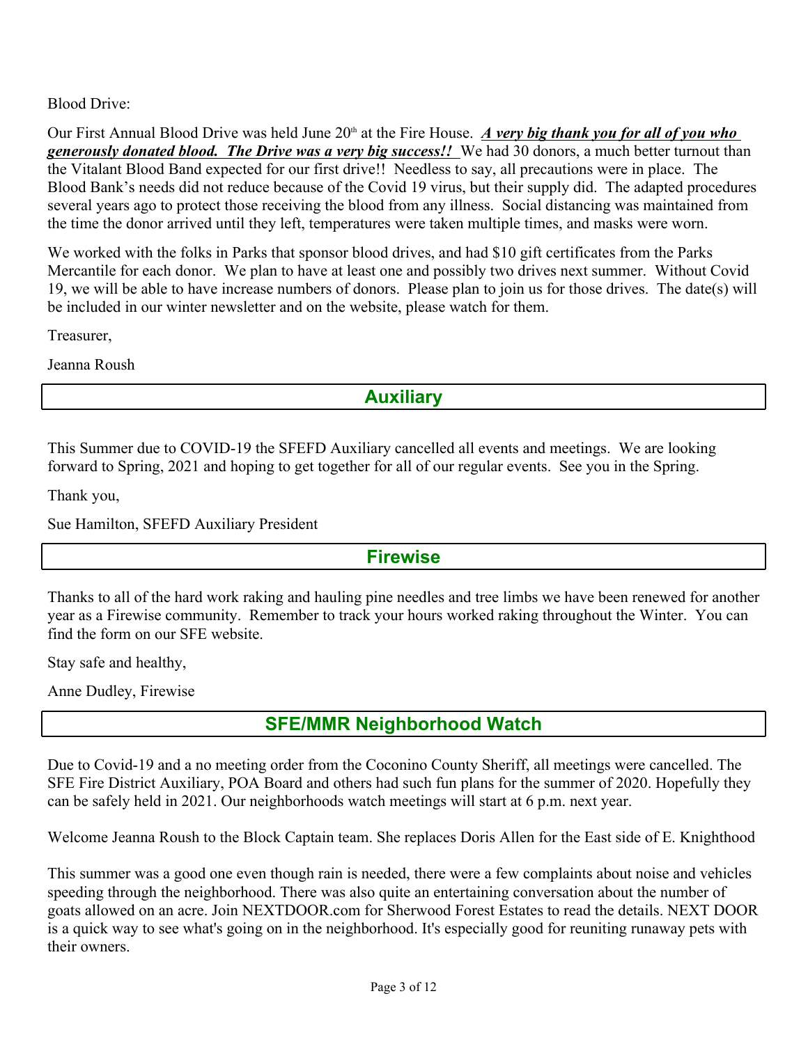Blood Drive:

Our First Annual Blood Drive was held June 20th at the Fire House. ***A very big thank you for all of you who generously donated blood. The Drive was a very big success!!*** We had 30 donors, a much better turnout than the Vitalant Blood Band expected for our first drive!! Needless to say, all precautions were in place. The Blood Bank's needs did not reduce because of the Covid 19 virus, but their supply did. The adapted procedures several years ago to protect those receiving the blood from any illness. Social distancing was maintained from the time the donor arrived until they left, temperatures were taken multiple times, and masks were worn.

We worked with the folks in Parks that sponsor blood drives, and had $10 gift certificates from the Parks Mercantile for each donor. We plan to have at least one and possibly two drives next summer. Without Covid 19, we will be able to have increase numbers of donors. Please plan to join us for those drives. The date(s) will be included in our winter newsletter and on the website, please watch for them.

Treasurer,

Jeanna Roush

## Auxiliary

This Summer due to COVID-19 the SFEFD Auxiliary cancelled all events and meetings. We are looking forward to Spring, 2021 and hoping to get together for all of our regular events. See you in the Spring.

Thank you,

Sue Hamilton, SFEFD Auxiliary President

## Firewise

Thanks to all of the hard work raking and hauling pine needles and tree limbs we have been renewed for another year as a Firewise community. Remember to track your hours worked raking throughout the Winter. You can find the form on our SFE website.

Stay safe and healthy,

Anne Dudley, Firewise

## SFE/MMR Neighborhood Watch

Due to Covid-19 and a no meeting order from the Coconino County Sheriff, all meetings were cancelled. The SFE Fire District Auxiliary, POA Board and others had such fun plans for the summer of 2020. Hopefully they can be safely held in 2021. Our neighborhoods watch meetings will start at 6 p.m. next year.

Welcome Jeanna Roush to the Block Captain team. She replaces Doris Allen for the East side of E. Knighthood

This summer was a good one even though rain is needed, there were a few complaints about noise and vehicles speeding through the neighborhood. There was also quite an entertaining conversation about the number of goats allowed on an acre. Join NEXTDOOR.com for Sherwood Forest Estates to read the details. NEXT DOOR is a quick way to see what's going on in the neighborhood. It's especially good for reuniting runaway pets with their owners.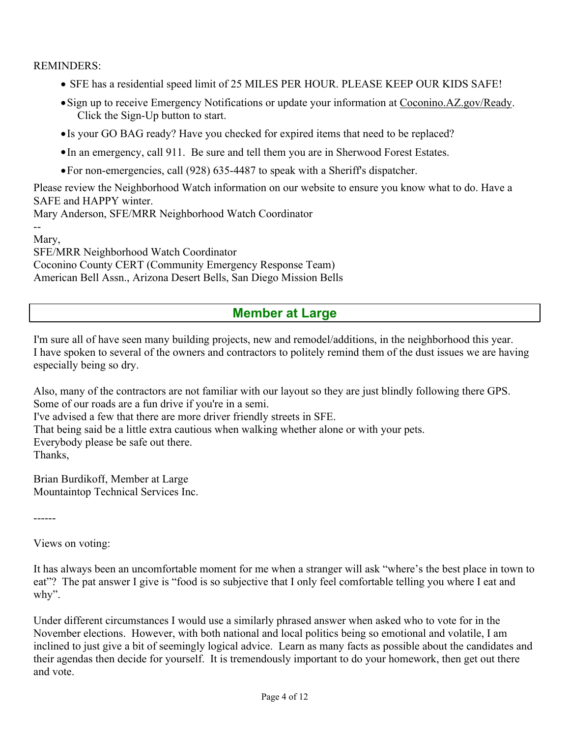REMINDERS:

- SFE has a residential speed limit of 25 MILES PER HOUR. PLEASE KEEP OUR KIDS SAFE!
- Sign up to receive Emergency Notifications or update your information at Coconino.AZ.gov/Ready. Click the Sign-Up button to start.
- Is your GO BAG ready? Have you checked for expired items that need to be replaced?
- In an emergency, call 911. Be sure and tell them you are in Sherwood Forest Estates.
- For non-emergencies, call (928) 635-4487 to speak with a Sheriff's dispatcher.

Please review the Neighborhood Watch information on our website to ensure you know what to do. Have a SAFE and HAPPY winter.
Mary Anderson, SFE/MRR Neighborhood Watch Coordinator
--
Mary,
SFE/MRR Neighborhood Watch Coordinator
Coconino County CERT (Community Emergency Response Team)
American Bell Assn., Arizona Desert Bells, San Diego Mission Bells

## Member at Large

I'm sure all of have seen many building projects, new and remodel/additions, in the neighborhood this year. I have spoken to several of the owners and contractors to politely remind them of the dust issues we are having especially being so dry.

Also, many of the contractors are not familiar with our layout so they are just blindly following there GPS.
Some of our roads are a fun drive if you're in a semi.
I've advised a few that there are more driver friendly streets in SFE.
That being said be a little extra cautious when walking whether alone or with your pets.
Everybody please be safe out there.
Thanks,

Brian Burdikoff, Member at Large
Mountaintop Technical Services Inc.

------

Views on voting:

It has always been an uncomfortable moment for me when a stranger will ask "where's the best place in town to eat"? The pat answer I give is "food is so subjective that I only feel comfortable telling you where I eat and why".

Under different circumstances I would use a similarly phrased answer when asked who to vote for in the November elections. However, with both national and local politics being so emotional and volatile, I am inclined to just give a bit of seemingly logical advice. Learn as many facts as possible about the candidates and their agendas then decide for yourself. It is tremendously important to do your homework, then get out there and vote.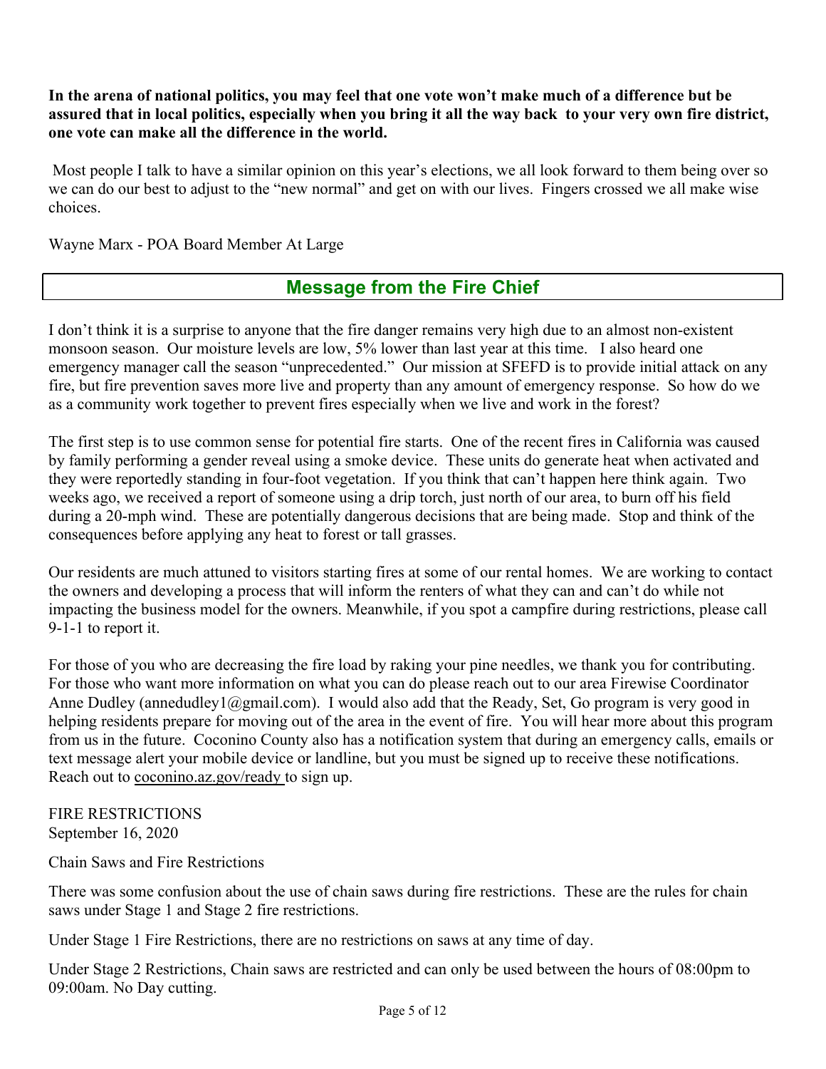**In the arena of national politics, you may feel that one vote won't make much of a difference but be assured that in local politics, especially when you bring it all the way back to your very own fire district, one vote can make all the difference in the world.**

Most people I talk to have a similar opinion on this year's elections, we all look forward to them being over so we can do our best to adjust to the "new normal" and get on with our lives. Fingers crossed we all make wise choices.

Wayne Marx - POA Board Member At Large

## Message from the Fire Chief

I don't think it is a surprise to anyone that the fire danger remains very high due to an almost non-existent monsoon season. Our moisture levels are low, 5% lower than last year at this time. I also heard one emergency manager call the season "unprecedented." Our mission at SFEFD is to provide initial attack on any fire, but fire prevention saves more live and property than any amount of emergency response. So how do we as a community work together to prevent fires especially when we live and work in the forest?

The first step is to use common sense for potential fire starts. One of the recent fires in California was caused by family performing a gender reveal using a smoke device. These units do generate heat when activated and they were reportedly standing in four-foot vegetation. If you think that can't happen here think again. Two weeks ago, we received a report of someone using a drip torch, just north of our area, to burn off his field during a 20-mph wind. These are potentially dangerous decisions that are being made. Stop and think of the consequences before applying any heat to forest or tall grasses.

Our residents are much attuned to visitors starting fires at some of our rental homes. We are working to contact the owners and developing a process that will inform the renters of what they can and can't do while not impacting the business model for the owners. Meanwhile, if you spot a campfire during restrictions, please call 9-1-1 to report it.

For those of you who are decreasing the fire load by raking your pine needles, we thank you for contributing. For those who want more information on what you can do please reach out to our area Firewise Coordinator Anne Dudley (annedudley1@gmail.com). I would also add that the Ready, Set, Go program is very good in helping residents prepare for moving out of the area in the event of fire. You will hear more about this program from us in the future. Coconino County also has a notification system that during an emergency calls, emails or text message alert your mobile device or landline, but you must be signed up to receive these notifications. Reach out to coconino.az.gov/ready to sign up.

FIRE RESTRICTIONS
September 16, 2020

Chain Saws and Fire Restrictions

There was some confusion about the use of chain saws during fire restrictions. These are the rules for chain saws under Stage 1 and Stage 2 fire restrictions.

Under Stage 1 Fire Restrictions, there are no restrictions on saws at any time of day.

Under Stage 2 Restrictions, Chain saws are restricted and can only be used between the hours of 08:00pm to 09:00am. No Day cutting.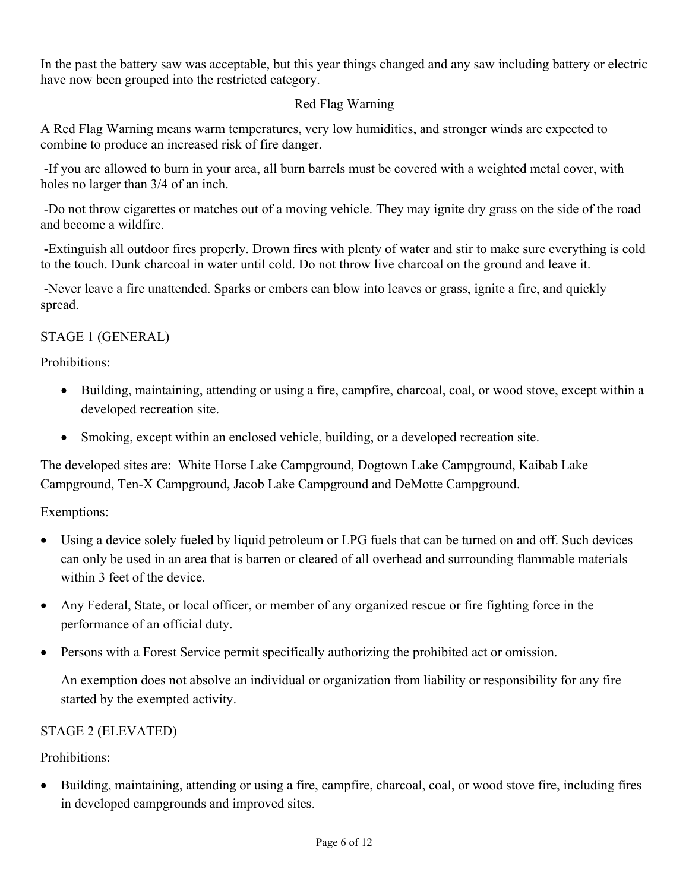In the past the battery saw was acceptable, but this year things changed and any saw including battery or electric have now been grouped into the restricted category.

## Red Flag Warning

A Red Flag Warning means warm temperatures, very low humidities, and stronger winds are expected to combine to produce an increased risk of fire danger.

-If you are allowed to burn in your area, all burn barrels must be covered with a weighted metal cover, with holes no larger than 3/4 of an inch.

-Do not throw cigarettes or matches out of a moving vehicle. They may ignite dry grass on the side of the road and become a wildfire.

-Extinguish all outdoor fires properly. Drown fires with plenty of water and stir to make sure everything is cold to the touch. Dunk charcoal in water until cold. Do not throw live charcoal on the ground and leave it.

-Never leave a fire unattended. Sparks or embers can blow into leaves or grass, ignite a fire, and quickly spread.

## STAGE 1 (GENERAL)

Prohibitions:

- Building, maintaining, attending or using a fire, campfire, charcoal, coal, or wood stove, except within a developed recreation site.
- Smoking, except within an enclosed vehicle, building, or a developed recreation site.

The developed sites are: White Horse Lake Campground, Dogtown Lake Campground, Kaibab Lake Campground, Ten-X Campground, Jacob Lake Campground and DeMotte Campground.

Exemptions:

- Using a device solely fueled by liquid petroleum or LPG fuels that can be turned on and off. Such devices can only be used in an area that is barren or cleared of all overhead and surrounding flammable materials within 3 feet of the device.
- Any Federal, State, or local officer, or member of any organized rescue or fire fighting force in the performance of an official duty.
- Persons with a Forest Service permit specifically authorizing the prohibited act or omission.

  An exemption does not absolve an individual or organization from liability or responsibility for any fire started by the exempted activity.

## STAGE 2 (ELEVATED)

Prohibitions:

- Building, maintaining, attending or using a fire, campfire, charcoal, coal, or wood stove fire, including fires in developed campgrounds and improved sites.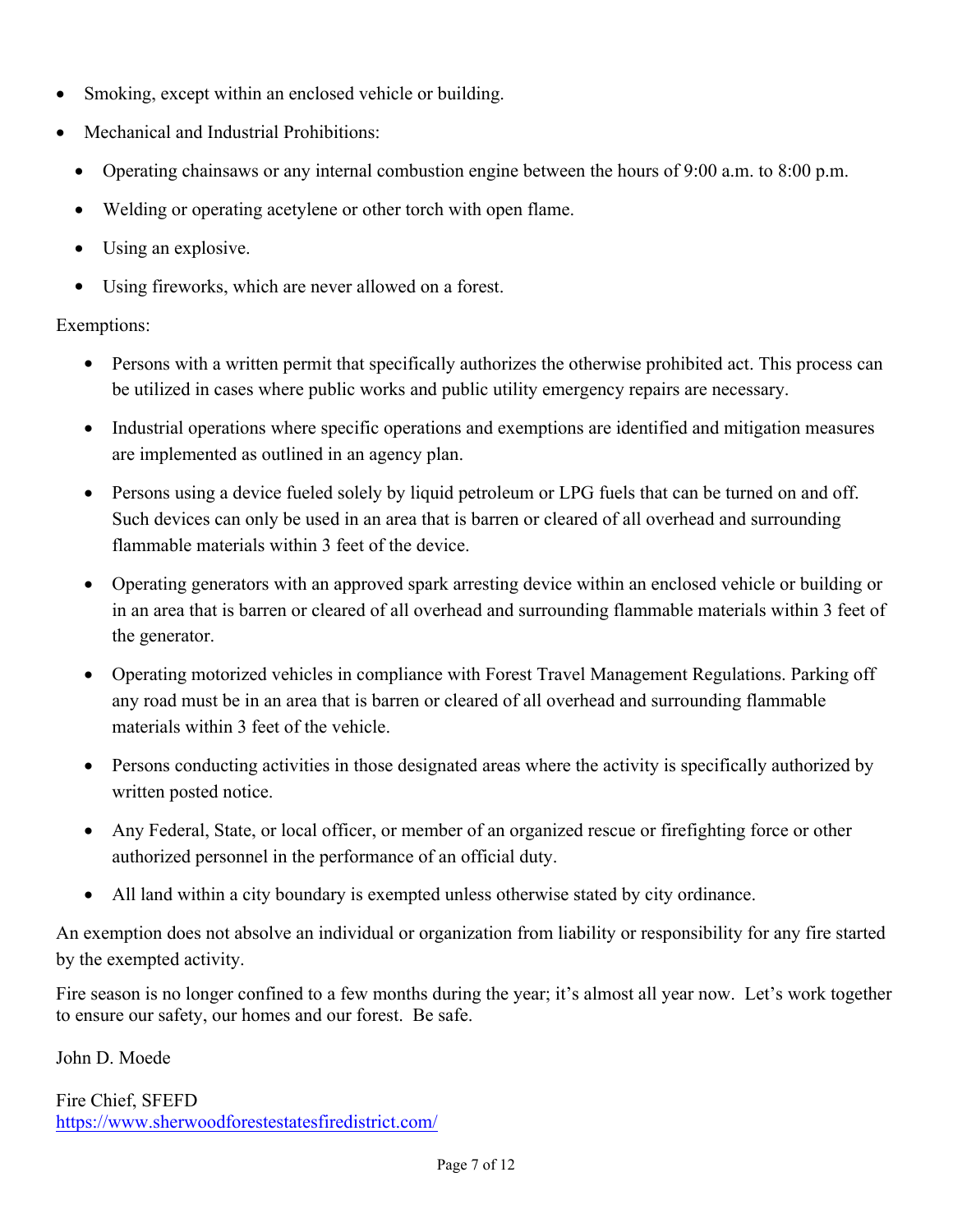- Smoking, except within an enclosed vehicle or building.
- Mechanical and Industrial Prohibitions:
  - Operating chainsaws or any internal combustion engine between the hours of 9:00 a.m. to 8:00 p.m.
  - Welding or operating acetylene or other torch with open flame.
  - Using an explosive.
  - Using fireworks, which are never allowed on a forest.

Exemptions:

- Persons with a written permit that specifically authorizes the otherwise prohibited act. This process can be utilized in cases where public works and public utility emergency repairs are necessary.
- Industrial operations where specific operations and exemptions are identified and mitigation measures are implemented as outlined in an agency plan.
- Persons using a device fueled solely by liquid petroleum or LPG fuels that can be turned on and off. Such devices can only be used in an area that is barren or cleared of all overhead and surrounding flammable materials within 3 feet of the device.
- Operating generators with an approved spark arresting device within an enclosed vehicle or building or in an area that is barren or cleared of all overhead and surrounding flammable materials within 3 feet of the generator.
- Operating motorized vehicles in compliance with Forest Travel Management Regulations. Parking off any road must be in an area that is barren or cleared of all overhead and surrounding flammable materials within 3 feet of the vehicle.
- Persons conducting activities in those designated areas where the activity is specifically authorized by written posted notice.
- Any Federal, State, or local officer, or member of an organized rescue or firefighting force or other authorized personnel in the performance of an official duty.
- All land within a city boundary is exempted unless otherwise stated by city ordinance.

An exemption does not absolve an individual or organization from liability or responsibility for any fire started by the exempted activity.

Fire season is no longer confined to a few months during the year; it's almost all year now. Let's work together to ensure our safety, our homes and our forest. Be safe.

John D. Moede

Fire Chief, SFEFD
https://www.sherwoodforestestatesfiredistrict.com/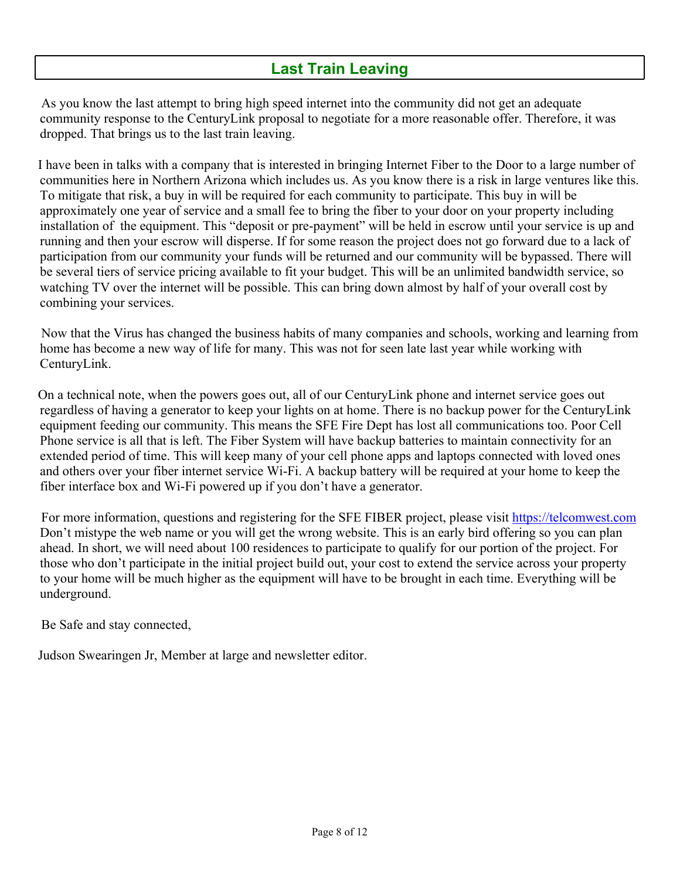## Last Train Leaving

As you know the last attempt to bring high speed internet into the community did not get an adequate community response to the CenturyLink proposal to negotiate for a more reasonable offer. Therefore, it was dropped. That brings us to the last train leaving.

I have been in talks with a company that is interested in bringing Internet Fiber to the Door to a large number of communities here in Northern Arizona which includes us. As you know there is a risk in large ventures like this. To mitigate that risk, a buy in will be required for each community to participate. This buy in will be approximately one year of service and a small fee to bring the fiber to your door on your property including installation of the equipment. This "deposit or pre-payment" will be held in escrow until your service is up and running and then your escrow will disperse. If for some reason the project does not go forward due to a lack of participation from our community your funds will be returned and our community will be bypassed. There will be several tiers of service pricing available to fit your budget. This will be an unlimited bandwidth service, so watching TV over the internet will be possible. This can bring down almost by half of your overall cost by combining your services.

Now that the Virus has changed the business habits of many companies and schools, working and learning from home has become a new way of life for many. This was not for seen late last year while working with CenturyLink.

On a technical note, when the powers goes out, all of our CenturyLink phone and internet service goes out regardless of having a generator to keep your lights on at home. There is no backup power for the CenturyLink equipment feeding our community. This means the SFE Fire Dept has lost all communications too. Poor Cell Phone service is all that is left. The Fiber System will have backup batteries to maintain connectivity for an extended period of time. This will keep many of your cell phone apps and laptops connected with loved ones and others over your fiber internet service Wi-Fi. A backup battery will be required at your home to keep the fiber interface box and Wi-Fi powered up if you don't have a generator.

For more information, questions and registering for the SFE FIBER project, please visit [https://telcomwest.com](https://telcomwest.com) Don't mistype the web name or you will get the wrong website. This is an early bird offering so you can plan ahead. In short, we will need about 100 residences to participate to qualify for our portion of the project. For those who don't participate in the initial project build out, your cost to extend the service across your property to your home will be much higher as the equipment will have to be brought in each time. Everything will be underground.

Be Safe and stay connected,

Judson Swearingen Jr, Member at large and newsletter editor.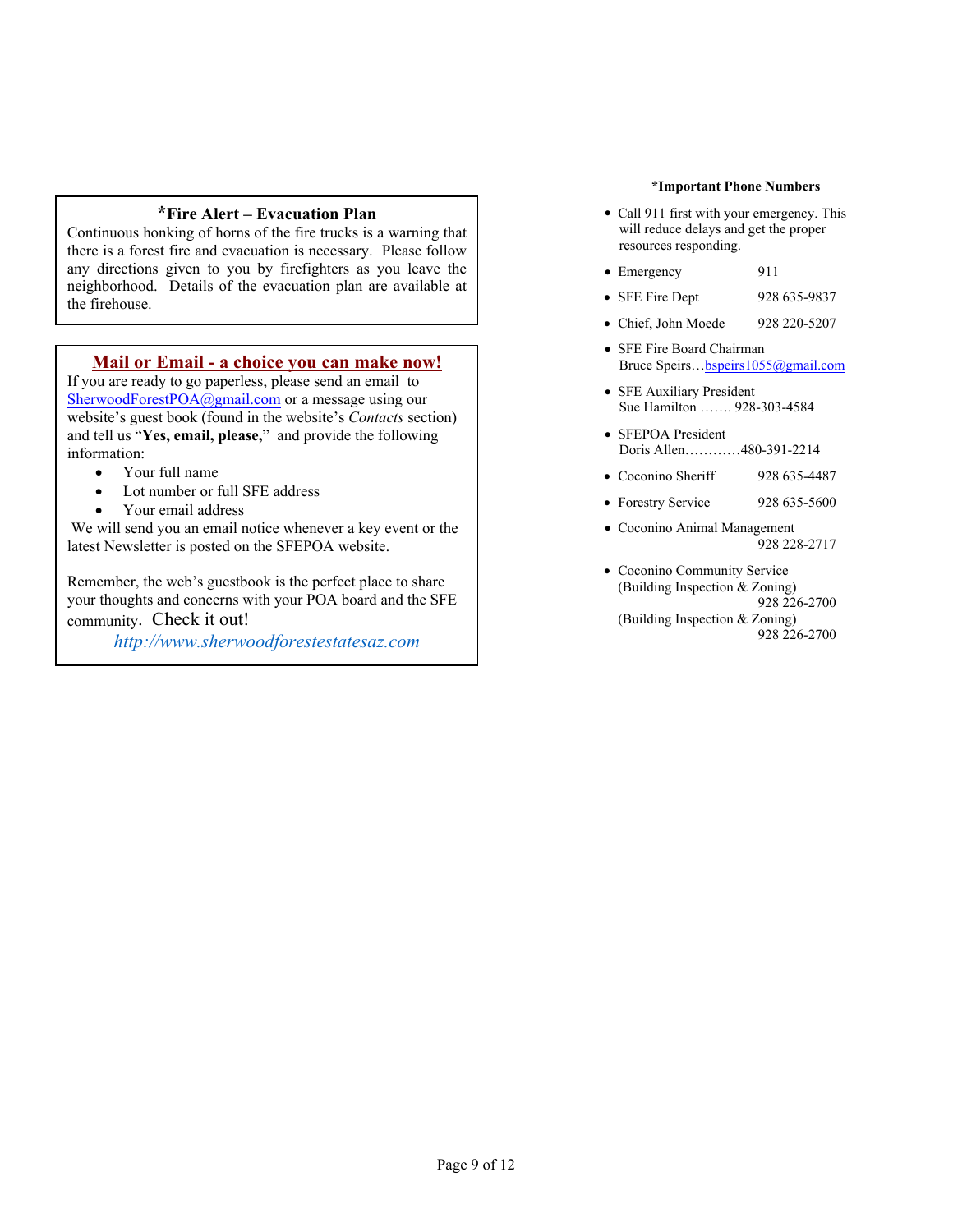### *Fire Alert – Evacuation Plan

Continuous honking of horns of the fire trucks is a warning that there is a forest fire and evacuation is necessary. Please follow any directions given to you by firefighters as you leave the neighborhood. Details of the evacuation plan are available at the firehouse.

### Mail or Email - a choice you can make now!

If you are ready to go paperless, please send an email to SherwoodForestPOA@gmail.com or a message using our website's guest book (found in the website's *Contacts* section) and tell us "**Yes, email, please,**" and provide the following information:

- Your full name
- Lot number or full SFE address
- Your email address

We will send you an email notice whenever a key event or the latest Newsletter is posted on the SFEPOA website.

Remember, the web's guestbook is the perfect place to share your thoughts and concerns with your POA board and the SFE community. Check it out!

*http://www.sherwoodforestestatesaz.com*

**\*Important Phone Numbers**

- Call 911 first with your emergency. This will reduce delays and get the proper resources responding.
- Emergency 911
- SFE Fire Dept 928 635-9837
- Chief, John Moede 928 220-5207
- SFE Fire Board Chairman  
  Bruce Speirs…bspeirs1055@gmail.com
- SFE Auxiliary President  
  Sue Hamilton ……. 928-303-4584
- SFEPOA President  
  Doris Allen…………480-391-2214
- Coconino Sheriff 928 635-4487
- Forestry Service 928 635-5600
- Coconino Animal Management  
  928 228-2717
- Coconino Community Service  
  (Building Inspection & Zoning)  
  928 226-2700  
  (Building Inspection & Zoning)  
  928 226-2700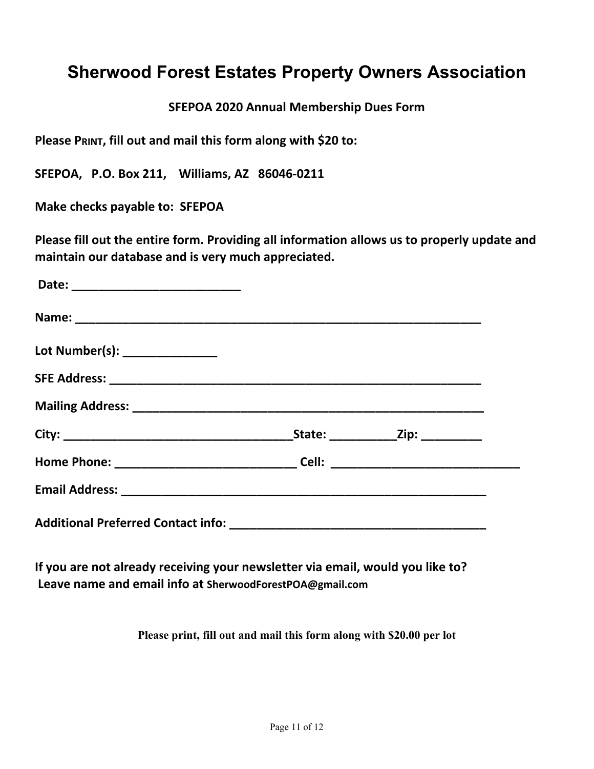# Sherwood Forest Estates Property Owners Association

**SFEPOA 2020 Annual Membership Dues Form**

**Please PRINT, fill out and mail this form along with $20 to:**

**SFEPOA, P.O. Box 211, Williams, AZ 86046-0211**

**Make checks payable to: SFEPOA**

**Please fill out the entire form. Providing all information allows us to properly update and maintain our database and is very much appreciated.**

**Date:** __________________________

**Name:** _______________________________________________________________

**Lot Number(s):** ______________

**SFE Address:** __________________________________________________________

**Mailing Address:** ______________________________________________________

**City:** ___________________________________**State:** __________**Zip:** _________

**Home Phone:** ___________________________ **Cell:** ____________________________

**Email Address:** ________________________________________________________

**Additional Preferred Contact info:** ______________________________________

**If you are not already receiving your newsletter via email, would you like to? Leave name and email info at SherwoodForestPOA@gmail.com**

**Please print, fill out and mail this form along with $20.00 per lot**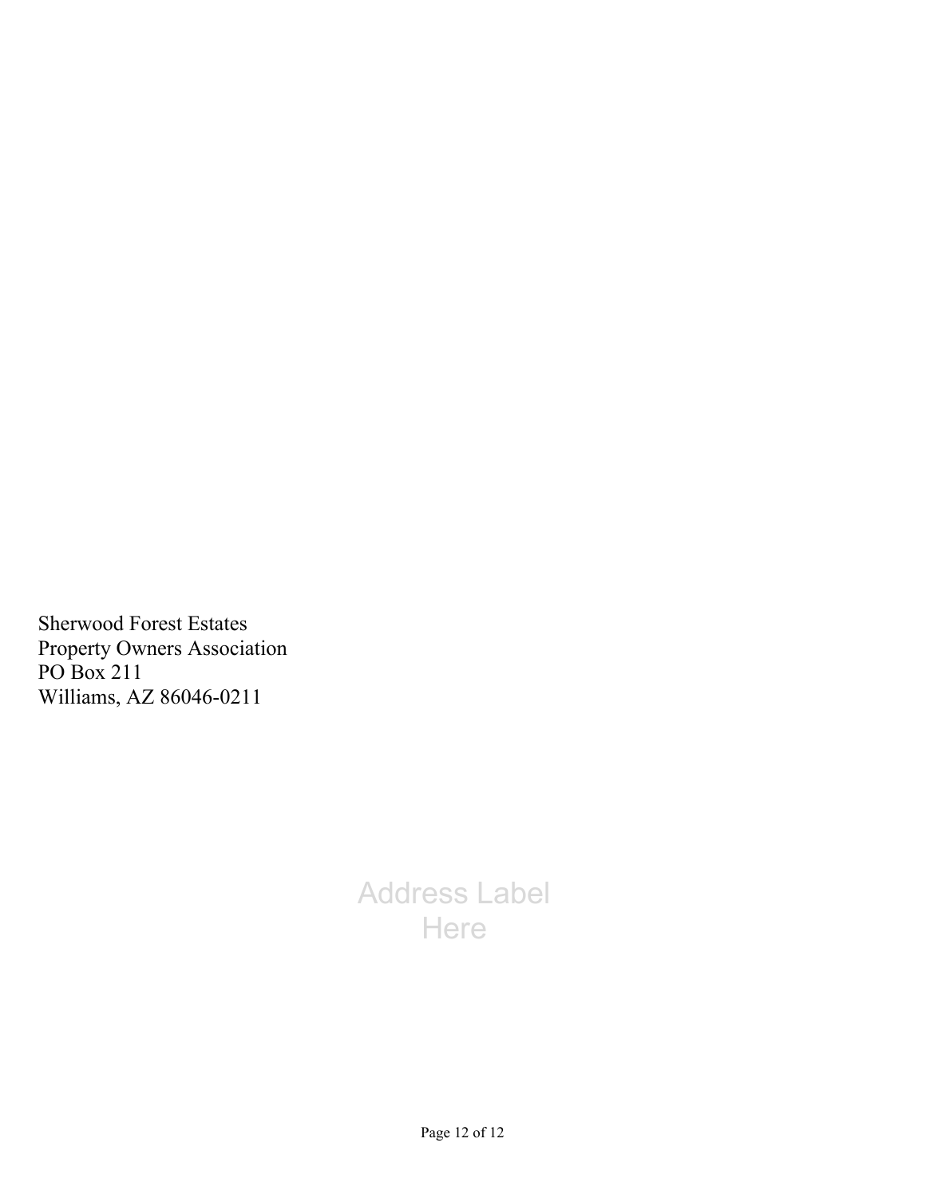Sherwood Forest Estates
Property Owners Association
PO Box 211
Williams, AZ 86046-0211

Address Label
Here